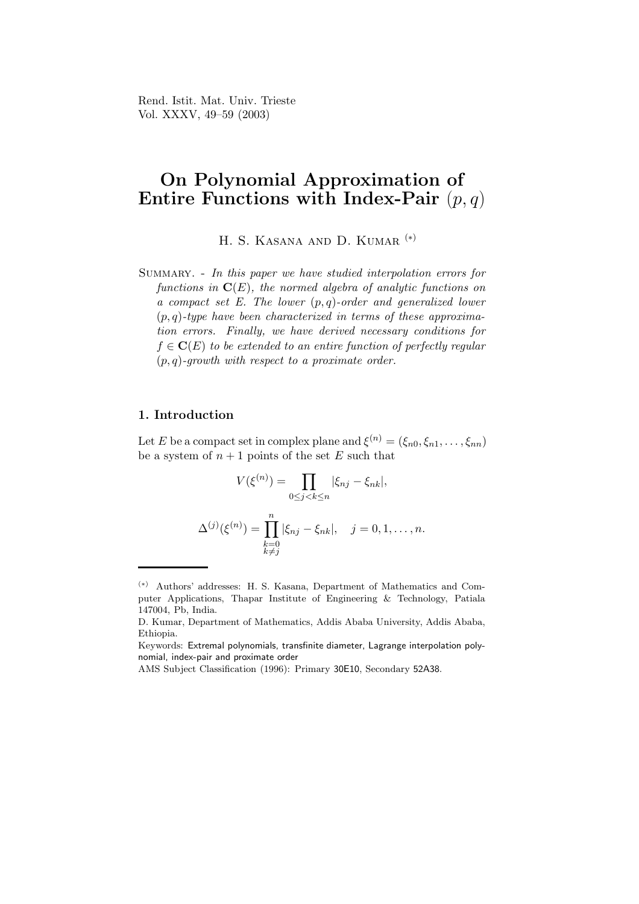# On Polynomial Approximation of Entire Functions with Index-Pair $(p, q)$

H. S. Kasana and D. Kumar [(*)]

Summary. - *In this paper we have studied interpolation errors for functions in* $\mathbf{C}(E)$*, the normed algebra of analytic functions on a compact set* $E$*. The lower* $(p,q)$*-order and generalized lower* $(p,q)$*-type have been characterized in terms of these approximation errors. Finally, we have derived necessary conditions for* $f \in \mathbf{C}(E)$ *to be extended to an entire function of perfectly regular* $(p,q)$*-growth with respect to a proximate order.*

## 1. Introduction

Let $E$ be a compact set in complex plane and $\xi^{(n)} = (\xi_{n0}, \xi_{n1}, \ldots, \xi_{nn})$ be a system of $n+1$ points of the set $E$ such that

$$V(\xi^{(n)}) = \prod_{0 \le j < k \le n} |\xi_{nj} - \xi_{nk}|,$$

$$\Delta^{(j)}(\xi^{(n)}) = \prod_{\substack{k=0 \\ k \ne j}}^{n} |\xi_{nj} - \xi_{nk}|, \quad j = 0, 1, \ldots, n.$$

---

[(*)] Authors' addresses: H. S. Kasana, Department of Mathematics and Computer Applications, Thapar Institute of Engineering & Technology, Patiala 147004, Pb, India.

D. Kumar, Department of Mathematics, Addis Ababa University, Addis Ababa, Ethiopia.

Keywords: Extremal polynomials, transfinite diameter, Lagrange interpolation polynomial, index-pair and proximate order

AMS Subject Classification (1996): Primary 30E10, Secondary 52A38.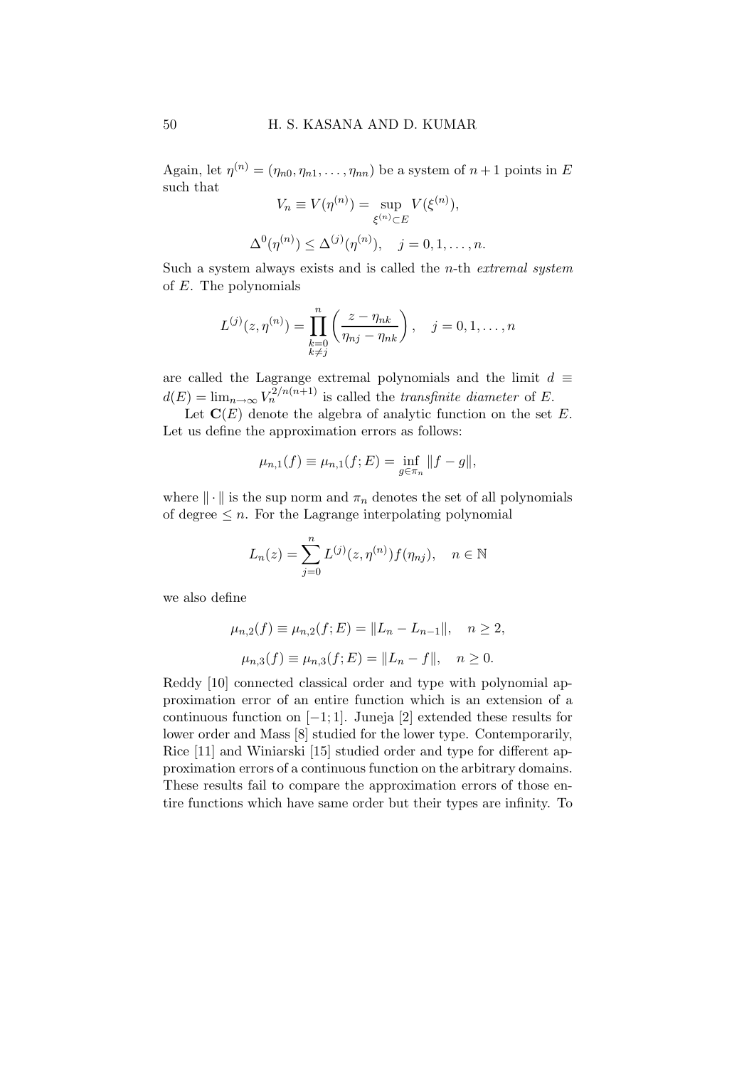Again, let $\eta^{(n)} = (\eta_{n0}, \eta_{n1}, \ldots, \eta_{nn})$ be a system of $n+1$ points in $E$ such that

$$V_n \equiv V(\eta^{(n)}) = \sup_{\xi^{(n)} \subset E} V(\xi^{(n)}),$$

$$\Delta^0(\eta^{(n)}) \leq \Delta^{(j)}(\eta^{(n)}), \quad j = 0, 1, \ldots, n.$$

Such a system always exists and is called the $n$-th *extremal system* of $E$. The polynomials

$$L^{(j)}(z, \eta^{(n)}) = \prod_{\substack{k=0 \\ k \neq j}}^{n} \left( \frac{z - \eta_{nk}}{\eta_{nj} - \eta_{nk}} \right), \quad j = 0, 1, \ldots, n$$

are called the Lagrange extremal polynomials and the limit $d \equiv d(E) = \lim_{n \to \infty} V_n^{2/n(n+1)}$ is called the *transfinite diameter* of $E$.

Let $\mathbf{C}(E)$ denote the algebra of analytic function on the set $E$. Let us define the approximation errors as follows:

$$\mu_{n,1}(f) \equiv \mu_{n,1}(f; E) = \inf_{g \in \pi_n} \|f - g\|,$$

where $\|\cdot\|$ is the sup norm and $\pi_n$ denotes the set of all polynomials of degree $\leq n$. For the Lagrange interpolating polynomial

$$L_n(z) = \sum_{j=0}^{n} L^{(j)}(z, \eta^{(n)}) f(\eta_{nj}), \quad n \in \mathbb{N}$$

we also define

$$\mu_{n,2}(f) \equiv \mu_{n,2}(f; E) = \|L_n - L_{n-1}\|, \quad n \geq 2,$$

$$\mu_{n,3}(f) \equiv \mu_{n,3}(f; E) = \|L_n - f\|, \quad n \geq 0.$$

Reddy [10] connected classical order and type with polynomial approximation error of an entire function which is an extension of a continuous function on $[-1; 1]$. Juneja [2] extended these results for lower order and Mass [8] studied for the lower type. Contemporarily, Rice [11] and Winiarski [15] studied order and type for different approximation errors of a continuous function on the arbitrary domains. These results fail to compare the approximation errors of those entire functions which have same order but their types are infinity. To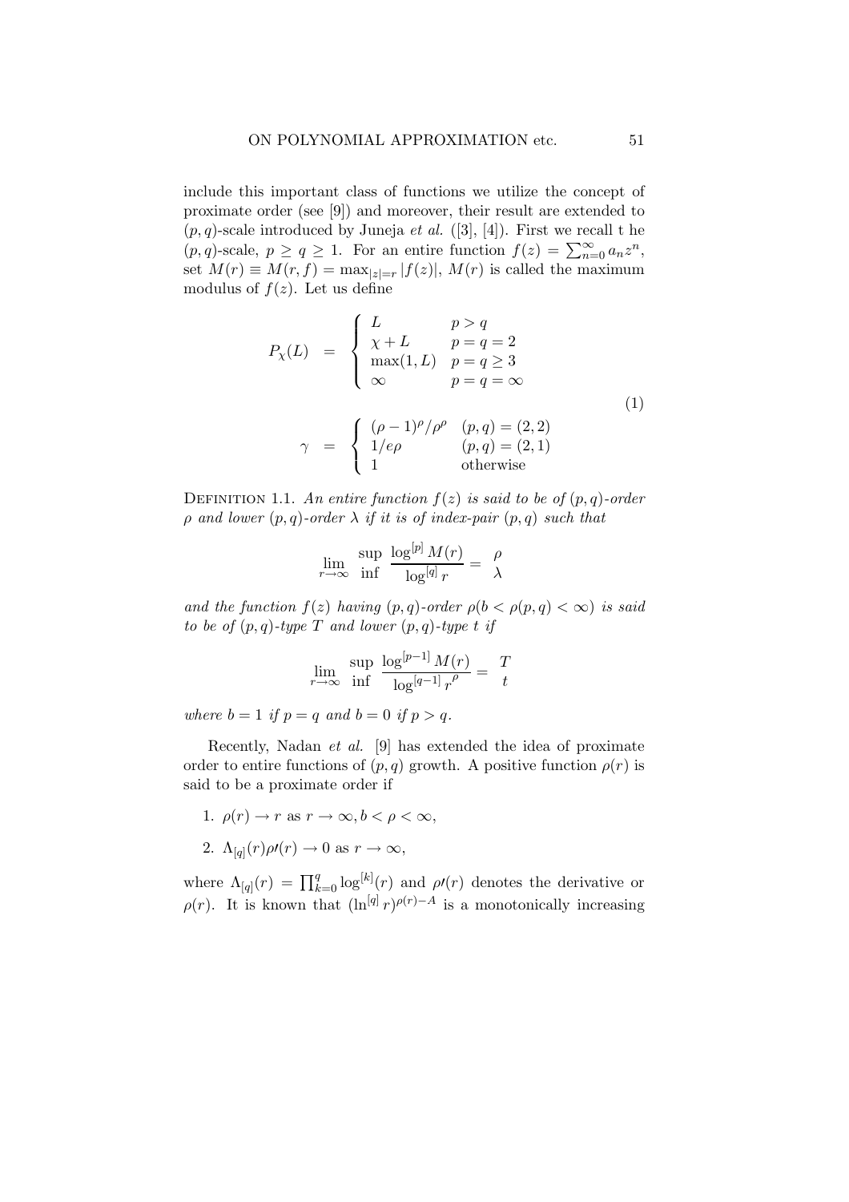include this important class of functions we utilize the concept of proximate order (see [9]) and moreover, their result are extended to $(p, q)$-scale introduced by Juneja *et al.* ([3], [4]). First we recall t he $(p, q)$-scale, $p \geq q \geq 1$. For an entire function $f(z) = \sum_{n=0}^{\infty} a_n z^n$, set $M(r) \equiv M(r, f) = \max_{|z|=r} |f(z)|$, $M(r)$ is called the maximum modulus of $f(z)$. Let us define

$$
\begin{aligned}
P_{\chi}(L) &= \begin{cases} L & p > q \\ \chi + L & p = q = 2 \\ \max(1, L) & p = q \geq 3 \\ \infty & p = q = \infty \end{cases} \\
\gamma &= \begin{cases} (\rho - 1)^{\rho}/\rho^{\rho} & (p, q) = (2, 2) \\ 1/e\rho & (p, q) = (2, 1) \\ 1 & \text{otherwise} \end{cases}
\end{aligned}
\tag{1}
$$

DEFINITION 1.1. *An entire function $f(z)$ is said to be of $(p, q)$-order $\rho$ and lower $(p, q)$-order $\lambda$ if it is of index-pair $(p, q)$ such that*

$$\lim_{r \to \infty} \begin{matrix} \sup \\ \inf \end{matrix} \frac{\log^{[p]} M(r)}{\log^{[q]} r} = \begin{matrix} \rho \\ \lambda \end{matrix}$$

*and the function $f(z)$ having $(p, q)$-order $\rho (b < \rho(p, q) < \infty)$ is said to be of $(p, q)$-type $T$ and lower $(p, q)$-type $t$ if*

$$\lim_{r \to \infty} \begin{matrix} \sup \\ \inf \end{matrix} \frac{\log^{[p-1]} M(r)}{\log^{[q-1]} r^{\rho}} = \begin{matrix} T \\ t \end{matrix}$$

*where $b = 1$ if $p = q$ and $b = 0$ if $p > q$.*

Recently, Nadan *et al.* [9] has extended the idea of proximate order to entire functions of $(p, q)$ growth. A positive function $\rho(r)$ is said to be a proximate order if

1. $\rho(r) \to r$ as $r \to \infty, b < \rho < \infty$,
2. $\Lambda_{[q]}(r)\rho\prime(r) \to 0$ as $r \to \infty$,

where $\Lambda_{[q]}(r) = \prod_{k=0}^{q} \log^{[k]}(r)$ and $\rho\prime(r)$ denotes the derivative or $\rho(r)$. It is known that $(\ln^{[q]} r)^{\rho(r) - A}$ is a monotonically increasing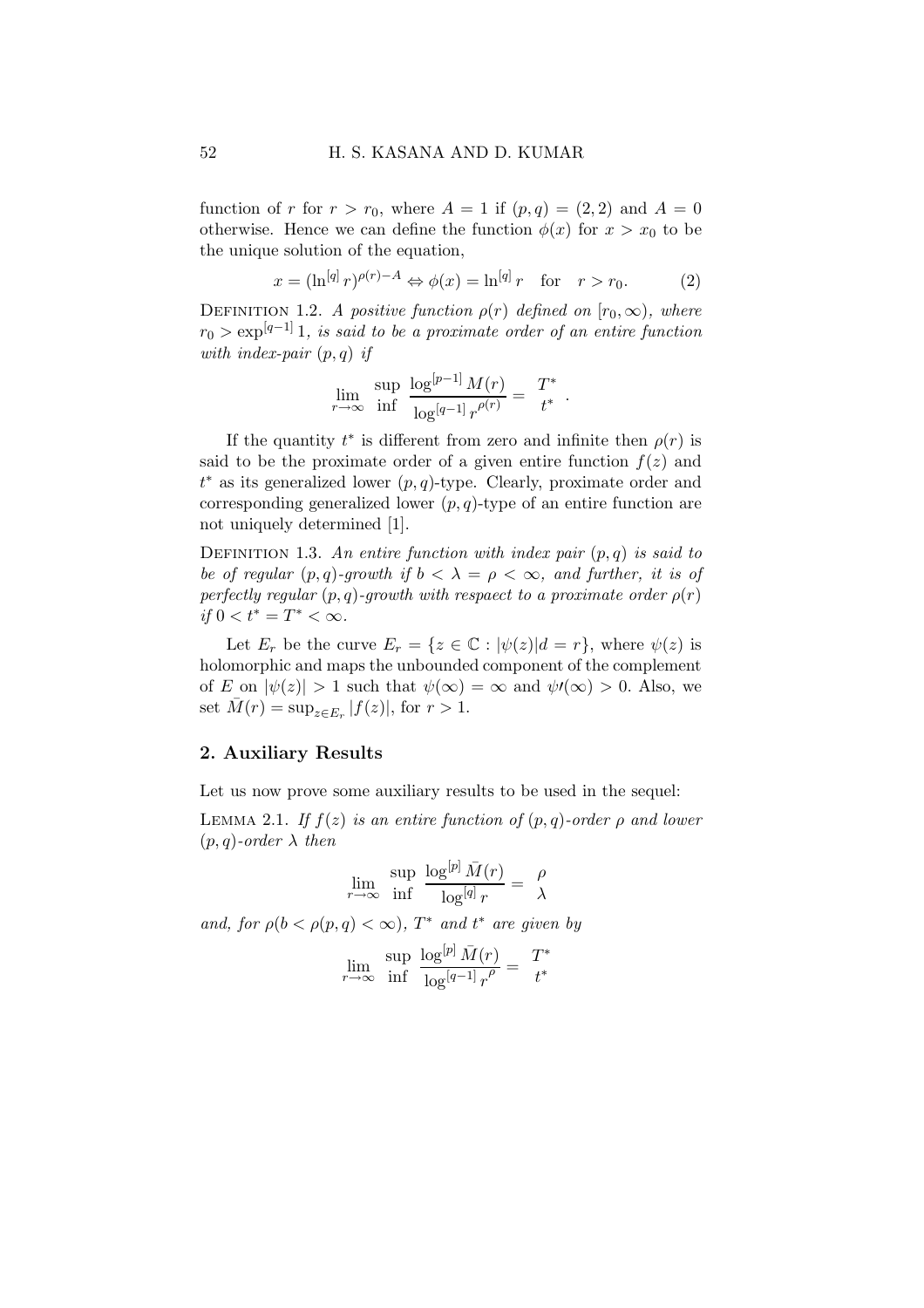function of $r$ for $r > r_0$, where $A = 1$ if $(p,q) = (2,2)$ and $A = 0$ otherwise. Hence we can define the function $\phi(x)$ for $x > x_0$ to be the unique solution of the equation,

$$x = (\ln^{[q]} r)^{\rho(r)-A} \Leftrightarrow \phi(x) = \ln^{[q]} r \quad \text{for} \quad r > r_0. \tag{2}$$

DEFINITION 1.2. *A positive function $\rho(r)$ defined on $[r_0, \infty)$, where $r_0 > \exp^{[q-1]} 1$, is said to be a proximate order of an entire function with index-pair $(p,q)$ if*

$$\lim_{r\to\infty} \begin{matrix} \sup \\ \inf \end{matrix} \frac{\log^{[p-1]} M(r)}{\log^{[q-1]} r^{\rho(r)}} = \begin{matrix} T^* \\ t^* \end{matrix} .$$

If the quantity $t^*$ is different from zero and infinite then $\rho(r)$ is said to be the proximate order of a given entire function $f(z)$ and $t^*$ as its generalized lower $(p,q)$-type. Clearly, proximate order and corresponding generalized lower $(p,q)$-type of an entire function are not uniquely determined [1].

DEFINITION 1.3. *An entire function with index pair $(p,q)$ is said to be of regular $(p,q)$-growth if $b < \lambda = \rho < \infty$, and further, it is of perfectly regular $(p,q)$-growth with respaect to a proximate order $\rho(r)$ if $0 < t^* = T^* < \infty$.*

Let $E_r$ be the curve $E_r = \{z \in \mathbb{C} : |\psi(z)|d = r\}$, where $\psi(z)$ is holomorphic and maps the unbounded component of the complement of $E$ on $|\psi(z)| > 1$ such that $\psi(\infty) = \infty$ and $\psi\prime(\infty) > 0$. Also, we set $\bar{M}(r) = \sup_{z\in E_r} |f(z)|$, for $r > 1$.

## 2. Auxiliary Results

Let us now prove some auxiliary results to be used in the sequel:

LEMMA 2.1. *If $f(z)$ is an entire function of $(p,q)$-order $\rho$ and lower $(p,q)$-order $\lambda$ then*

$$\lim_{r\to\infty} \begin{matrix} \sup \\ \inf \end{matrix} \frac{\log^{[p]} \bar{M}(r)}{\log^{[q]} r} = \begin{matrix} \rho \\ \lambda \end{matrix}$$

*and, for $\rho(b < \rho(p,q) < \infty)$, $T^*$ and $t^*$ are given by*

$$\lim_{r\to\infty} \begin{matrix} \sup \\ \inf \end{matrix} \frac{\log^{[p]} \bar{M}(r)}{\log^{[q-1]} r^{\rho}} = \begin{matrix} T^* \\ t^* \end{matrix}$$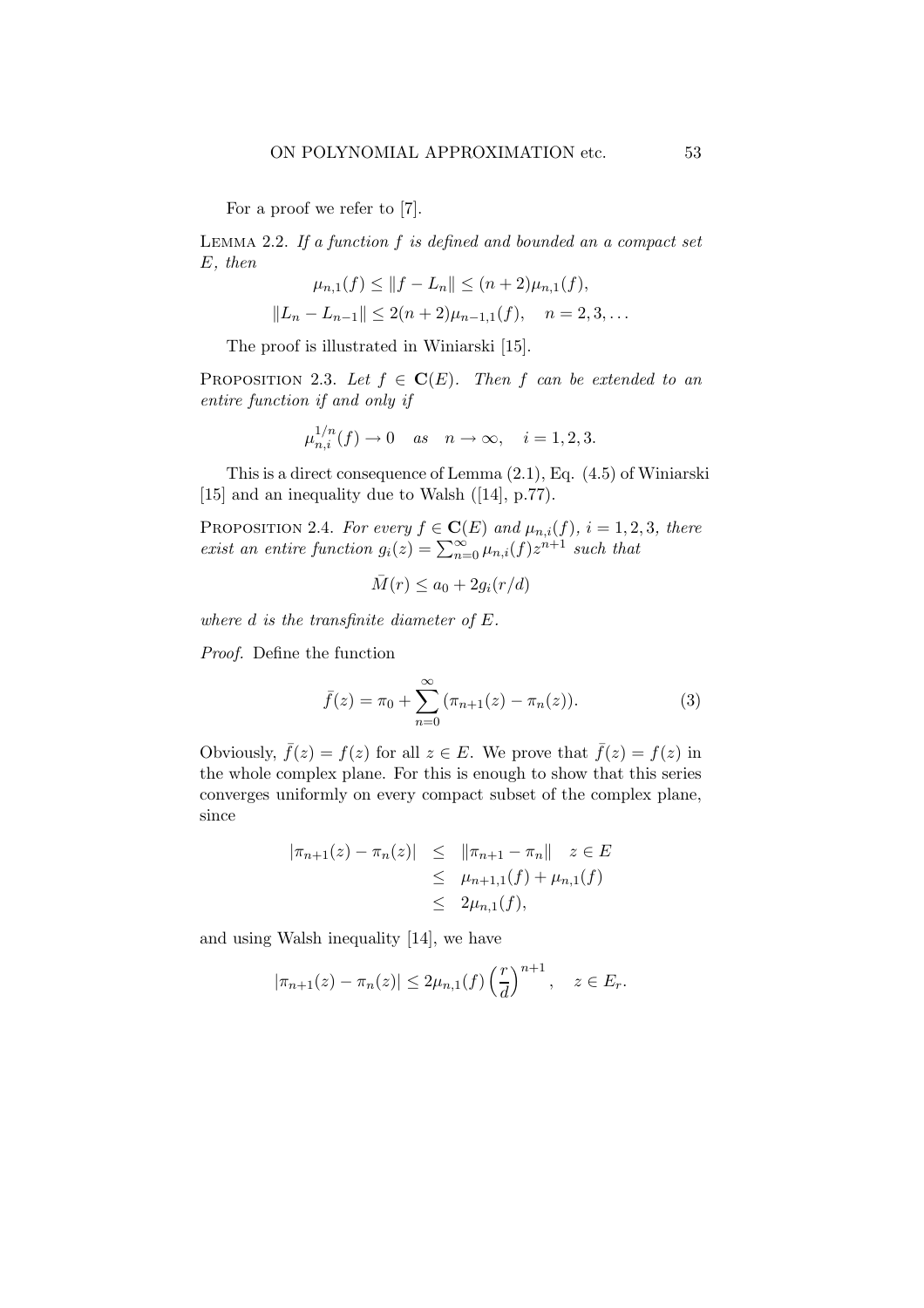For a proof we refer to [7].

Lemma 2.2. *If a function $f$ is defined and bounded an a compact set $E$, then*

$$\mu_{n,1}(f) \leq \|f - L_n\| \leq (n+2)\mu_{n,1}(f),$$

$$\|L_n - L_{n-1}\| \leq 2(n+2)\mu_{n-1,1}(f), \quad n = 2, 3, \ldots$$

The proof is illustrated in Winiarski [15].

Proposition 2.3. *Let $f \in \mathbf{C}(E)$. Then $f$ can be extended to an entire function if and only if*

$$\mu_{n,i}^{1/n}(f) \to 0 \quad as \quad n \to \infty, \quad i = 1, 2, 3.$$

This is a direct consequence of Lemma (2.1), Eq. (4.5) of Winiarski [15] and an inequality due to Walsh ([14], p.77).

Proposition 2.4. *For every $f \in \mathbf{C}(E)$ and $\mu_{n,i}(f)$, $i = 1, 2, 3$, there exist an entire function $g_i(z) = \sum_{n=0}^{\infty} \mu_{n,i}(f) z^{n+1}$ such that*

$$\bar{M}(r) \leq a_0 + 2g_i(r/d)$$

*where $d$ is the transfinite diameter of $E$.*

*Proof.* Define the function

$$\bar{f}(z) = \pi_0 + \sum_{n=0}^{\infty} (\pi_{n+1}(z) - \pi_n(z)). \tag{3}$$

Obviously, $\bar{f}(z) = f(z)$ for all $z \in E$. We prove that $\bar{f}(z) = f(z)$ in the whole complex plane. For this is enough to show that this series converges uniformly on every compact subset of the complex plane, since

$$\begin{aligned} |\pi_{n+1}(z) - \pi_n(z)| &\leq \|\pi_{n+1} - \pi_n\| \quad z \in E \\ &\leq \mu_{n+1,1}(f) + \mu_{n,1}(f) \\ &\leq 2\mu_{n,1}(f), \end{aligned}$$

and using Walsh inequality [14], we have

$$|\pi_{n+1}(z) - \pi_n(z)| \leq 2\mu_{n,1}(f) \left(\frac{r}{d}\right)^{n+1}, \quad z \in E_r.$$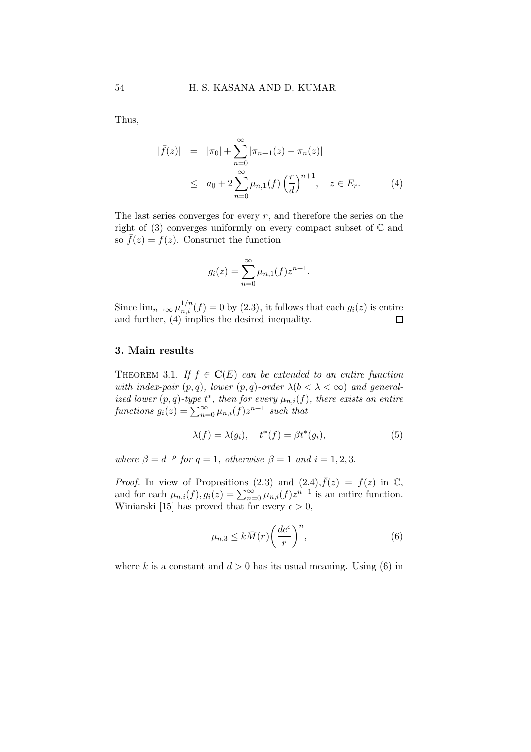Thus,

$$
\begin{aligned}
|\bar{f}(z)| &= |\pi_0| + \sum_{n=0}^{\infty} |\pi_{n+1}(z) - \pi_n(z)| \\
&\leq a_0 + 2\sum_{n=0}^{\infty} \mu_{n,1}(f)\left(\frac{r}{d}\right)^{n+1}, \quad z \in E_r. \qquad (4)
\end{aligned}
$$

The last series converges for every $r$, and therefore the series on the right of (3) converges uniformly on every compact subset of $\mathbb{C}$ and so $\bar{f}(z) = f(z)$. Construct the function

$$
g_i(z) = \sum_{n=0}^{\infty} \mu_{n,1}(f) z^{n+1}.
$$

Since $\lim_{n\to\infty} \mu_{n,i}^{1/n}(f) = 0$ by (2.3), it follows that each $g_i(z)$ is entire and further, (4) implies the desired inequality. □

## 3. Main results

THEOREM 3.1. *If $f \in \mathbf{C}(E)$ can be extended to an entire function with index-pair $(p, q)$, lower $(p, q)$-order $\lambda(b < \lambda < \infty)$ and generalized lower $(p, q)$-type $t^*$, then for every $\mu_{n,i}(f)$, there exists an entire functions $g_i(z) = \sum_{n=0}^{\infty} \mu_{n,i}(f) z^{n+1}$ such that*

$$
\lambda(f) = \lambda(g_i), \quad t^*(f) = \beta t^*(g_i), \tag{5}
$$

*where $\beta = d^{-\rho}$ for $q = 1$, otherwise $\beta = 1$ and $i = 1, 2, 3$.*

*Proof.* In view of Propositions (2.3) and (2.4), $\bar{f}(z) = f(z)$ in $\mathbb{C}$, and for each $\mu_{n,i}(f), g_i(z) = \sum_{n=0}^{\infty} \mu_{n,i}(f) z^{n+1}$ is an entire function. Winiarski [15] has proved that for every $\epsilon > 0$,

$$
\mu_{n,3} \leq k\bar{M}(r)\left(\frac{de^{\epsilon}}{r}\right)^n, \tag{6}
$$

where $k$ is a constant and $d > 0$ has its usual meaning. Using (6) in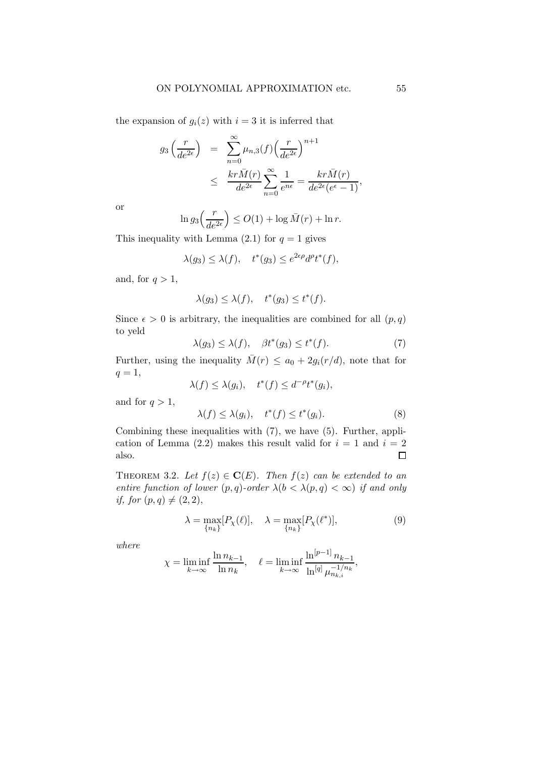the expansion of $g_i(z)$ with $i = 3$ it is inferred that

$$
\begin{aligned}
g_3\Big(\frac{r}{de^{2\epsilon}}\Big) &= \sum_{n=0}^{\infty} \mu_{n,3}(f)\Big(\frac{r}{de^{2\epsilon}}\Big)^{n+1} \\
&\leq \frac{kr\bar{M}(r)}{de^{2\epsilon}} \sum_{n=0}^{\infty} \frac{1}{e^{n\epsilon}} = \frac{kr\bar{M}(r)}{de^{2\epsilon}(e^{\epsilon}-1)},
\end{aligned}
$$

or

$$
\ln g_3\Big(\frac{r}{de^{2\epsilon}}\Big) \leq O(1) + \log \bar{M}(r) + \ln r.
$$

This inequality with Lemma (2.1) for $q = 1$ gives

$$
\lambda(g_3) \leq \lambda(f), \quad t^*(g_3) \leq e^{2\epsilon\rho} d^{\rho} t^*(f),
$$

and, for $q > 1$,

$$
\lambda(g_3) \leq \lambda(f), \quad t^*(g_3) \leq t^*(f).
$$

Since $\epsilon > 0$ is arbitrary, the inequalities are combined for all $(p, q)$ to yeld

$$
\lambda(g_3) \leq \lambda(f), \quad \beta t^*(g_3) \leq t^*(f). \tag{7}
$$

Further, using the inequality $\bar{M}(r) \leq a_0 + 2g_i(r/d)$, note that for $q = 1$,

$$
\lambda(f) \leq \lambda(g_i), \quad t^*(f) \leq d^{-\rho} t^*(g_i),
$$

and for $q > 1$,

$$
\lambda(f) \leq \lambda(g_i), \quad t^*(f) \leq t^*(g_i). \tag{8}
$$

Combining these inequalities with (7), we have (5). Further, application of Lemma (2.2) makes this result valid for $i = 1$ and $i = 2$ also. □

Theorem 3.2. *Let $f(z) \in \mathbf{C}(E)$. Then $f(z)$ can be extended to an entire function of lower $(p, q)$-order $\lambda(b < \lambda(p, q) < \infty)$ if and only if, for $(p, q) \neq (2, 2)$,*

$$
\lambda = \max_{\{n_k\}}[P_{\chi}(\ell)], \quad \lambda = \max_{\{n_k\}}[P_{\chi}(\ell^*)], \tag{9}
$$

*where*

$$
\chi = \liminf_{k\to\infty} \frac{\ln n_{k-1}}{\ln n_k}, \quad \ell = \liminf_{k\to\infty} \frac{\ln^{[p-1]} n_{k-1}}{\ln^{[q]} \mu_{n_k,i}^{-1/n_k}},
$$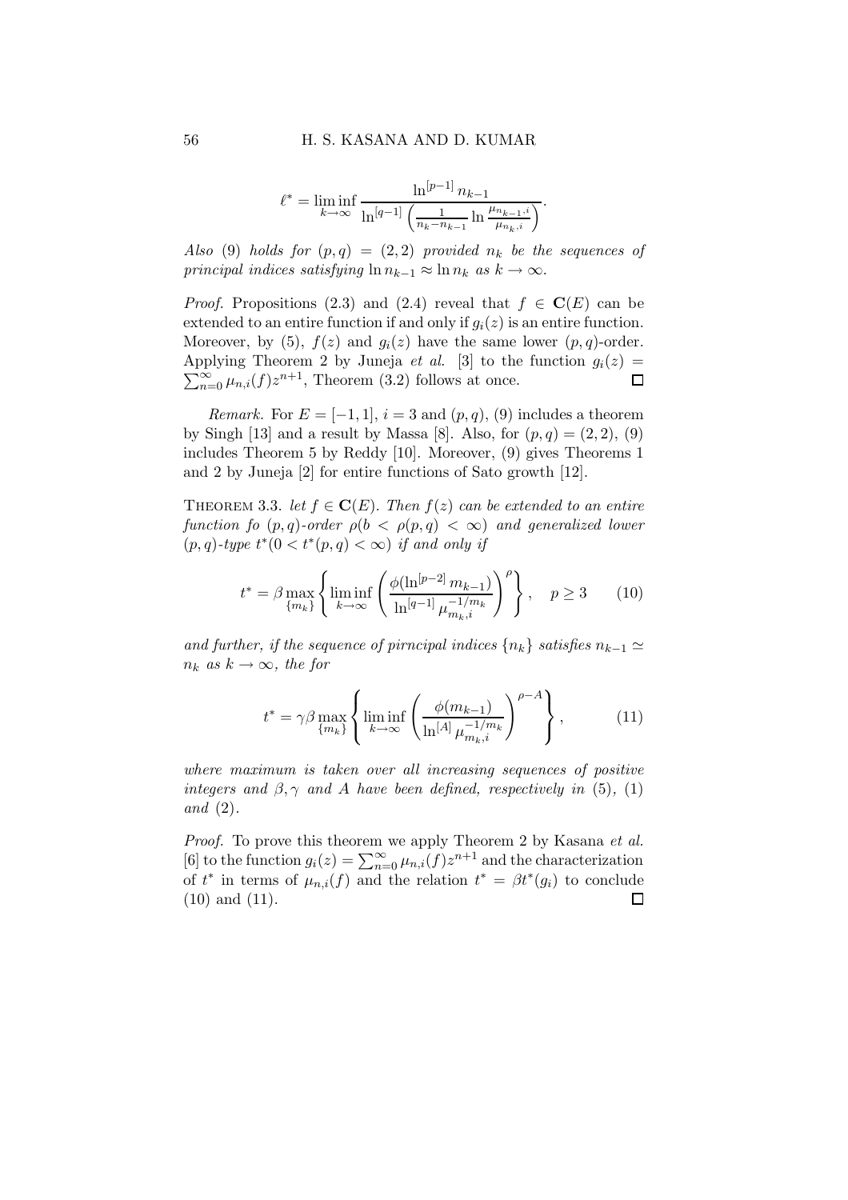$$\ell^* = \liminf_{k\to\infty} \frac{\ln^{[p-1]} n_{k-1}}{\ln^{[q-1]}\left(\frac{1}{n_k - n_{k-1}} \ln \frac{\mu_{n_{k-1},i}}{\mu_{n_k,i}}\right)}.$$

*Also* (9) *holds for* $(p,q) = (2,2)$ *provided* $n_k$ *be the sequences of principal indices satisfying* $\ln n_{k-1} \approx \ln n_k$ *as* $k \to \infty$.

*Proof.* Propositions (2.3) and (2.4) reveal that $f \in \mathbf{C}(E)$ can be extended to an entire function if and only if $g_i(z)$ is an entire function. Moreover, by (5), $f(z)$ and $g_i(z)$ have the same lower $(p,q)$-order. Applying Theorem 2 by Juneja *et al.* [3] to the function $g_i(z) = \sum_{n=0}^{\infty} \mu_{n,i}(f) z^{n+1}$, Theorem (3.2) follows at once. □

*Remark.* For $E = [-1,1]$, $i = 3$ and $(p,q)$, (9) includes a theorem by Singh [13] and a result by Massa [8]. Also, for $(p,q) = (2,2)$, (9) includes Theorem 5 by Reddy [10]. Moreover, (9) gives Theorems 1 and 2 by Juneja [2] for entire functions of Sato growth [12].

THEOREM 3.3. *let* $f \in \mathbf{C}(E)$. *Then* $f(z)$ *can be extended to an entire function fo* $(p,q)$*-order* $\rho(b < \rho(p,q) < \infty)$ *and generalized lower* $(p,q)$*-type* $t^*(0 < t^*(p,q) < \infty)$ *if and only if*

$$t^* = \beta \max_{\{m_k\}} \left\{ \liminf_{k\to\infty} \left( \frac{\phi(\ln^{[p-2]} m_{k-1})}{\ln^{[q-1]} \mu_{m_k,i}^{-1/m_k}} \right)^{\rho} \right\}, \quad p \geq 3 \qquad (10)$$

*and further, if the sequence of pirncipal indices* $\{n_k\}$ *satisfies* $n_{k-1} \simeq n_k$ *as* $k \to \infty$, *the for*

$$t^* = \gamma\beta \max_{\{m_k\}} \left\{ \liminf_{k\to\infty} \left( \frac{\phi(m_{k-1})}{\ln^{[A]} \mu_{m_k,i}^{-1/m_k}} \right)^{\rho - A} \right\}, \qquad (11)$$

*where maximum is taken over all increasing sequences of positive integers and* $\beta, \gamma$ *and* $A$ *have been defined, respectively in* (5), (1) *and* (2).

*Proof.* To prove this theorem we apply Theorem 2 by Kasana *et al.* [6] to the function $g_i(z) = \sum_{n=0}^{\infty} \mu_{n,i}(f) z^{n+1}$ and the characterization of $t^*$ in terms of $\mu_{n,i}(f)$ and the relation $t^* = \beta t^*(g_i)$ to conclude (10) and (11). □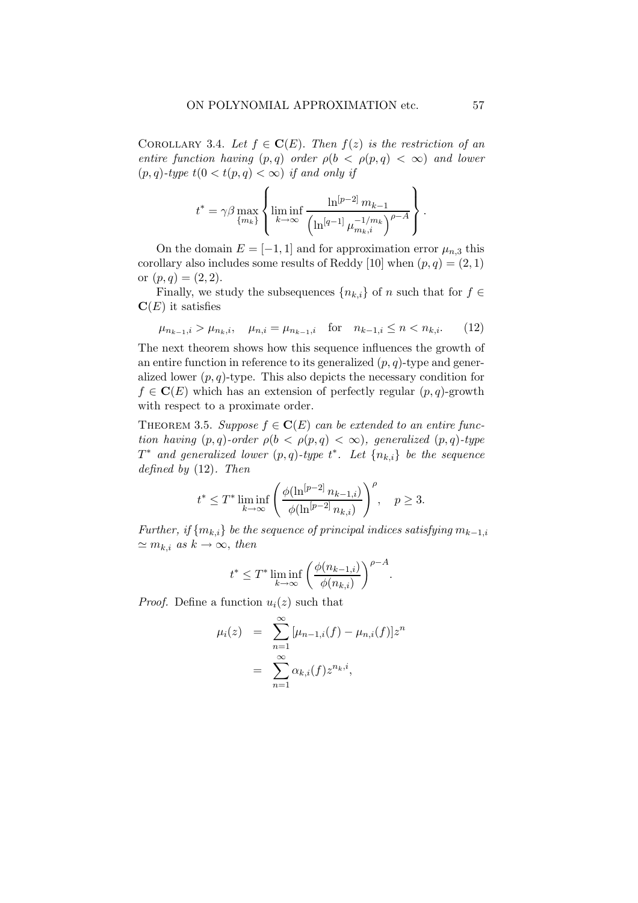Corollary 3.4. *Let $f \in \mathbf{C}(E)$. Then $f(z)$ is the restriction of an entire function having $(p,q)$ order $\rho(b < \rho(p,q) < \infty)$ and lower $(p,q)$-type $t(0 < t(p,q) < \infty)$ if and only if*

$$t^* = \gamma\beta \max_{\{m_k\}} \left\{ \liminf_{k\to\infty} \frac{\ln^{[p-2]} m_{k-1}}{\left(\ln^{[q-1]} \mu_{m_k,i}^{-1/m_k}\right)^{\rho-A}} \right\}.$$

On the domain $E = [-1,1]$ and for approximation error $\mu_{n,3}$ this corollary also includes some results of Reddy [10] when $(p,q) = (2,1)$ or $(p,q) = (2,2)$.

Finally, we study the subsequences $\{n_{k,i}\}$ of $n$ such that for $f \in \mathbf{C}(E)$ it satisfies

$$\mu_{n_{k-1},i} > \mu_{n_k,i}, \quad \mu_{n,i} = \mu_{n_{k-1},i} \quad \text{for} \quad n_{k-1,i} \le n < n_{k,i}. \tag{12}$$

The next theorem shows how this sequence influences the growth of an entire function in reference to its generalized $(p,q)$-type and generalized lower $(p,q)$-type. This also depicts the necessary condition for $f \in \mathbf{C}(E)$ which has an extension of perfectly regular $(p,q)$-growth with respect to a proximate order.

Theorem 3.5. *Suppose $f \in \mathbf{C}(E)$ can be extended to an entire function having $(p,q)$-order $\rho(b < \rho(p,q) < \infty)$, generalized $(p,q)$-type $T^*$ and generalized lower $(p,q)$-type $t^*$. Let $\{n_{k,i}\}$ be the sequence defined by* (12). *Then*

$$t^* \le T^* \liminf_{k\to\infty} \left( \frac{\phi(\ln^{[p-2]} n_{k-1,i})}{\phi(\ln^{[p-2]} n_{k,i})} \right)^{\rho}, \quad p \ge 3.$$

*Further, if $\{m_{k,i}\}$ be the sequence of principal indices satisfying $m_{k-1,i} \simeq m_{k,i}$ as $k \to \infty$, then*

$$t^* \le T^* \liminf_{k\to\infty} \left( \frac{\phi(n_{k-1,i})}{\phi(n_{k,i})} \right)^{\rho-A}.$$

*Proof.* Define a function $u_i(z)$ such that

$$\begin{aligned} \mu_i(z) &= \sum_{n=1}^{\infty} [\mu_{n-1,i}(f) - \mu_{n,i}(f)] z^n \\ &= \sum_{n=1}^{\infty} \alpha_{k,i}(f) z^{n_k,i}, \end{aligned}$$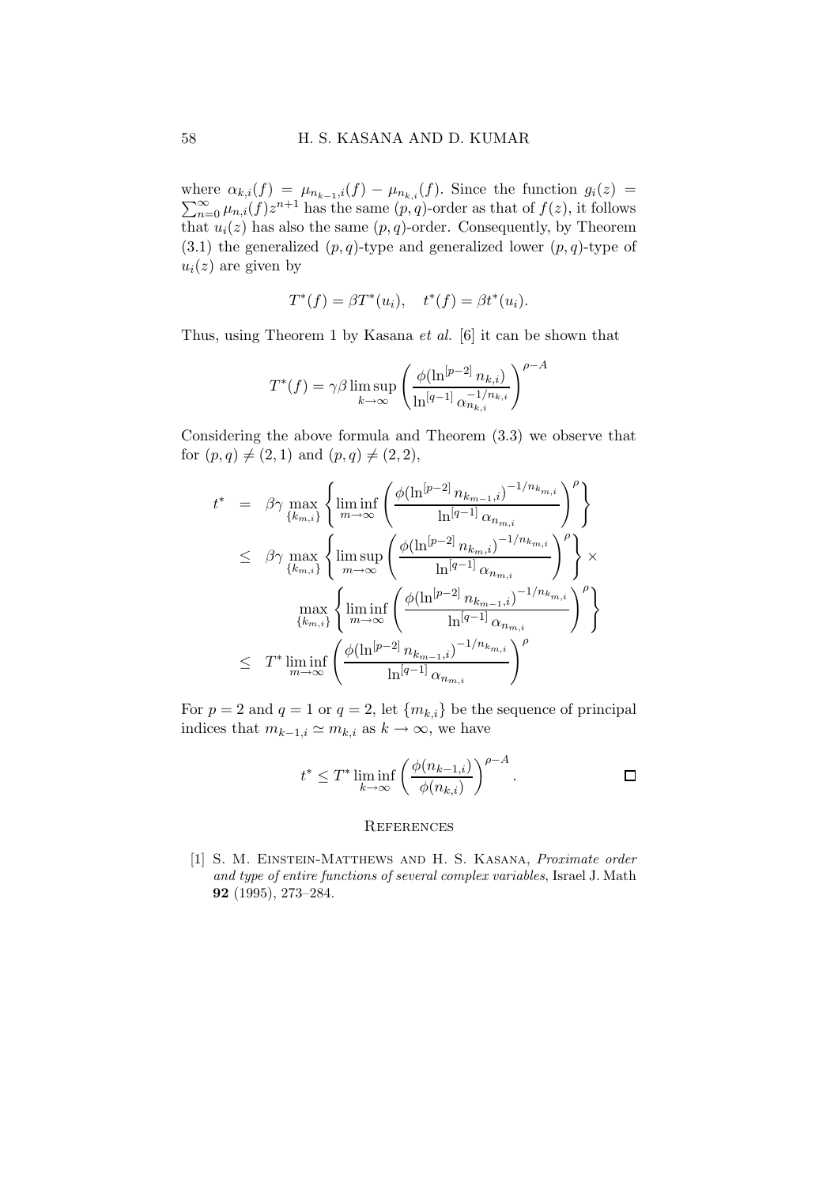where $\alpha_{k,i}(f) = \mu_{n_{k-1},i}(f) - \mu_{n_{k,i}}(f)$. Since the function $g_i(z) = \sum_{n=0}^{\infty} \mu_{n,i}(f) z^{n+1}$ has the same $(p,q)$-order as that of $f(z)$, it follows that $u_i(z)$ has also the same $(p,q)$-order. Consequently, by Theorem (3.1) the generalized $(p,q)$-type and generalized lower $(p,q)$-type of $u_i(z)$ are given by

$$T^*(f) = \beta T^*(u_i), \quad t^*(f) = \beta t^*(u_i).$$

Thus, using Theorem 1 by Kasana *et al.* [6] it can be shown that

$$T^*(f) = \gamma\beta \limsup_{k\to\infty} \left( \frac{\phi(\ln^{[p-2]} n_{k,i})}{\ln^{[q-1]} \alpha_{n_{k,i}}^{-1/n_{k,i}}} \right)^{\rho - A}$$

Considering the above formula and Theorem (3.3) we observe that for $(p,q) \neq (2,1)$ and $(p,q) \neq (2,2)$,

$$\begin{aligned}
t^* &= \beta\gamma \max_{\{k_{m,i}\}} \left\{ \liminf_{m\to\infty} \left( \frac{\phi(\ln^{[p-2]} n_{k_{m-1},i})^{-1/n_{k_{m,i}}}}{\ln^{[q-1]} \alpha_{n_{m,i}}} \right)^{\rho} \right\} \\
&\leq \beta\gamma \max_{\{k_{m,i}\}} \left\{ \limsup_{m\to\infty} \left( \frac{\phi(\ln^{[p-2]} n_{k_{m},i})^{-1/n_{k_{m,i}}}}{\ln^{[q-1]} \alpha_{n_{m,i}}} \right)^{\rho} \right\} \times \\
&\qquad \max_{\{k_{m,i}\}} \left\{ \liminf_{m\to\infty} \left( \frac{\phi(\ln^{[p-2]} n_{k_{m-1},i})^{-1/n_{k_{m,i}}}}{\ln^{[q-1]} \alpha_{n_{m,i}}} \right)^{\rho} \right\} \\
&\leq T^* \liminf_{m\to\infty} \left( \frac{\phi(\ln^{[p-2]} n_{k_{m-1},i})^{-1/n_{k_{m,i}}}}{\ln^{[q-1]} \alpha_{n_{m,i}}} \right)^{\rho}
\end{aligned}$$

For $p = 2$ and $q = 1$ or $q = 2$, let $\{m_{k,i}\}$ be the sequence of principal indices that $m_{k-1,i} \simeq m_{k,i}$ as $k \to \infty$, we have

$$t^* \leq T^* \liminf_{k\to\infty} \left( \frac{\phi(n_{k-1,i})}{\phi(n_{k,i})} \right)^{\rho - A}. \qquad \square$$

## References

[1] S. M. Einstein-Matthews and H. S. Kasana, *Proximate order and type of entire functions of several complex variables*, Israel J. Math **92** (1995), 273–284.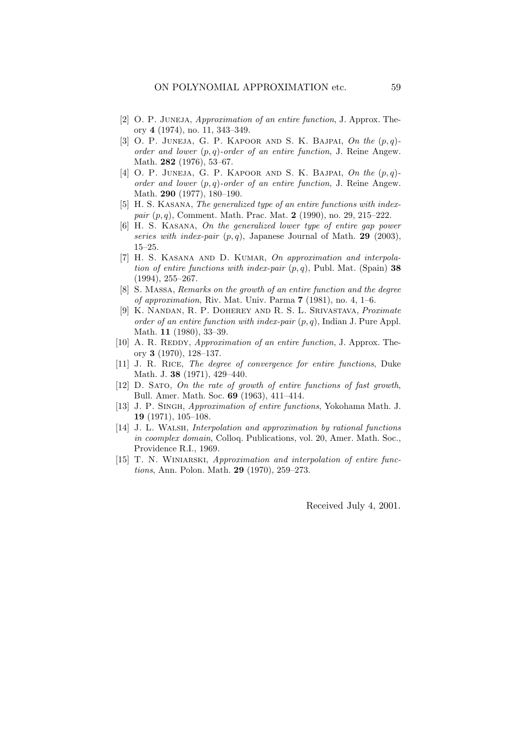[2] O. P. Juneja, *Approximation of an entire function*, J. Approx. Theory **4** (1974), no. 11, 343–349.

[3] O. P. Juneja, G. P. Kapoor and S. K. Bajpai, *On the $(p, q)$-order and lower $(p, q)$-order of an entire function*, J. Reine Angew. Math. **282** (1976), 53–67.

[4] O. P. Juneja, G. P. Kapoor and S. K. Bajpai, *On the $(p, q)$-order and lower $(p, q)$-order of an entire function*, J. Reine Angew. Math. **290** (1977), 180–190.

[5] H. S. Kasana, *The generalized type of an entire functions with index-pair $(p, q)$*, Comment. Math. Prac. Mat. **2** (1990), no. 29, 215–222.

[6] H. S. Kasana, *On the generalized lower type of entire gap power series with index-pair $(p, q)$*, Japanese Journal of Math. **29** (2003), 15–25.

[7] H. S. Kasana and D. Kumar, *On approximation and interpolation of entire functions with index-pair $(p, q)$*, Publ. Mat. (Spain) **38** (1994), 255–267.

[8] S. Massa, *Remarks on the growth of an entire function and the degree of approximation*, Riv. Mat. Univ. Parma **7** (1981), no. 4, 1–6.

[9] K. Nandan, R. P. Doherey and R. S. L. Srivastava, *Proximate order of an entire function with index-pair $(p, q)$*, Indian J. Pure Appl. Math. **11** (1980), 33–39.

[10] A. R. Reddy, *Approximation of an entire function*, J. Approx. Theory **3** (1970), 128–137.

[11] J. R. Rice, *The degree of convergence for entire functions*, Duke Math. J. **38** (1971), 429–440.

[12] D. Sato, *On the rate of growth of entire functions of fast growth*, Bull. Amer. Math. Soc. **69** (1963), 411–414.

[13] J. P. Singh, *Approximation of entire functions*, Yokohama Math. J. **19** (1971), 105–108.

[14] J. L. Walsh, *Interpolation and approximation by rational functions in coomplex domain*, Colloq. Publications, vol. 20, Amer. Math. Soc., Providence R.I., 1969.

[15] T. N. Winiarski, *Approximation and interpolation of entire functions*, Ann. Polon. Math. **29** (1970), 259–273.

Received July 4, 2001.